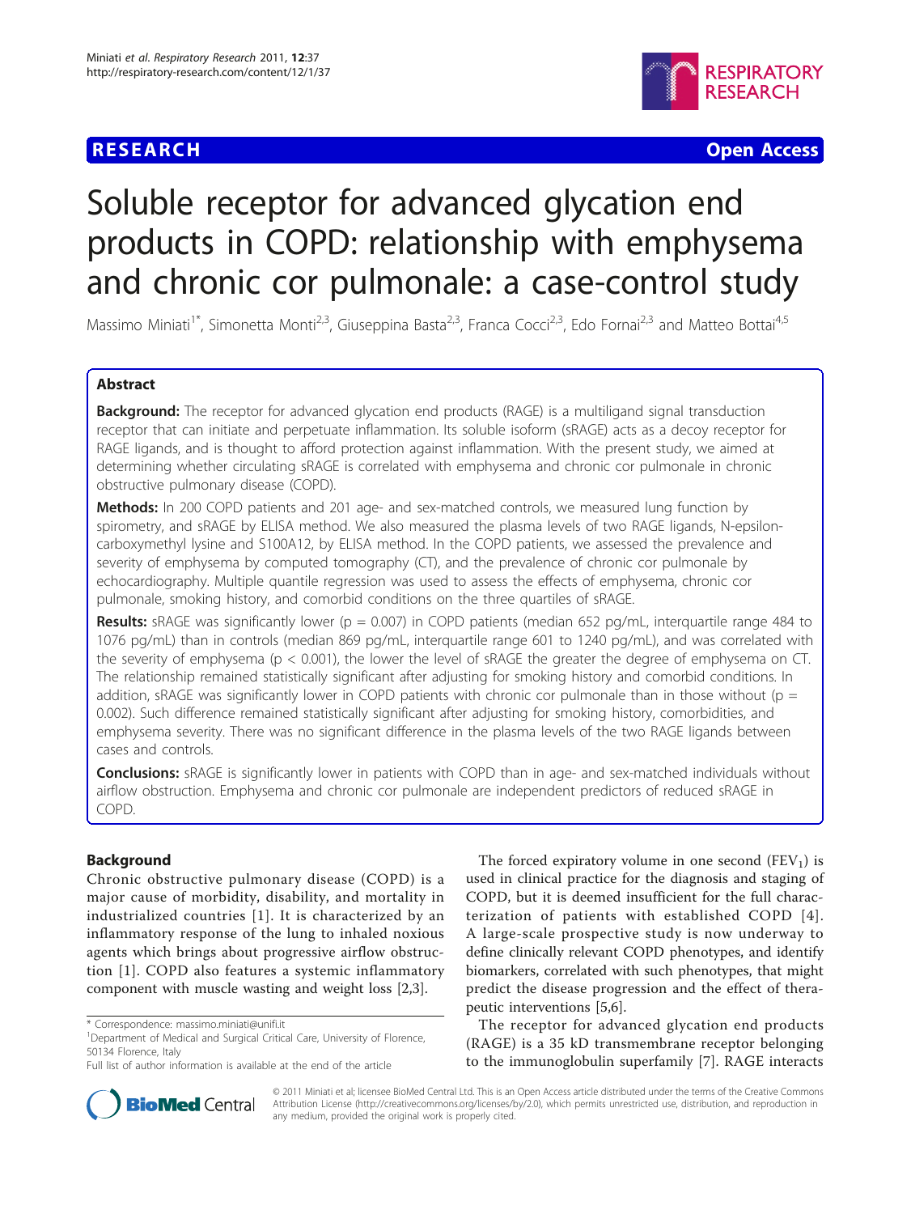**RESEARCH** **Open Access**

# Soluble receptor for advanced glycation end products in COPD: relationship with emphysema and chronic cor pulmonale: a case-control study

Massimo Miniati[1*], Simonetta Monti[2,3], Giuseppina Basta[2,3], Franca Cocci[2,3], Edo Fornai[2,3] and Matteo Bottai[4,5]

## Abstract

**Background:** The receptor for advanced glycation end products (RAGE) is a multiligand signal transduction receptor that can initiate and perpetuate inflammation. Its soluble isoform (sRAGE) acts as a decoy receptor for RAGE ligands, and is thought to afford protection against inflammation. With the present study, we aimed at determining whether circulating sRAGE is correlated with emphysema and chronic cor pulmonale in chronic obstructive pulmonary disease (COPD).

**Methods:** In 200 COPD patients and 201 age- and sex-matched controls, we measured lung function by spirometry, and sRAGE by ELISA method. We also measured the plasma levels of two RAGE ligands, N-epsilon-carboxymethyl lysine and S100A12, by ELISA method. In the COPD patients, we assessed the prevalence and severity of emphysema by computed tomography (CT), and the prevalence of chronic cor pulmonale by echocardiography. Multiple quantile regression was used to assess the effects of emphysema, chronic cor pulmonale, smoking history, and comorbid conditions on the three quartiles of sRAGE.

**Results:** sRAGE was significantly lower ($p = 0.007$) in COPD patients (median 652 pg/mL, interquartile range 484 to 1076 pg/mL) than in controls (median 869 pg/mL, interquartile range 601 to 1240 pg/mL), and was correlated with the severity of emphysema ($p < 0.001$), the lower the level of sRAGE the greater the degree of emphysema on CT. The relationship remained statistically significant after adjusting for smoking history and comorbid conditions. In addition, sRAGE was significantly lower in COPD patients with chronic cor pulmonale than in those without ($p = 0.002$). Such difference remained statistically significant after adjusting for smoking history, comorbidities, and emphysema severity. There was no significant difference in the plasma levels of the two RAGE ligands between cases and controls.

**Conclusions:** sRAGE is significantly lower in patients with COPD than in age- and sex-matched individuals without airflow obstruction. Emphysema and chronic cor pulmonale are independent predictors of reduced sRAGE in COPD.

## Background

Chronic obstructive pulmonary disease (COPD) is a major cause of morbidity, disability, and mortality in industrialized countries [1]. It is characterized by an inflammatory response of the lung to inhaled noxious agents which brings about progressive airflow obstruction [1]. COPD also features a systemic inflammatory component with muscle wasting and weight loss [2,3].

The forced expiratory volume in one second ($FEV_1$) is used in clinical practice for the diagnosis and staging of COPD, but it is deemed insufficient for the full characterization of patients with established COPD [4]. A large-scale prospective study is now underway to define clinically relevant COPD phenotypes, and identify biomarkers, correlated with such phenotypes, that might predict the disease progression and the effect of therapeutic interventions [5,6].

The receptor for advanced glycation end products (RAGE) is a 35 kD transmembrane receptor belonging to the immunoglobulin superfamily [7]. RAGE interacts

\* Correspondence: massimo.miniati@unifi.it
[1]Department of Medical and Surgical Critical Care, University of Florence, 50134 Florence, Italy
Full list of author information is available at the end of the article

© 2011 Miniati et al; licensee BioMed Central Ltd. This is an Open Access article distributed under the terms of the Creative Commons Attribution License (http://creativecommons.org/licenses/by/2.0), which permits unrestricted use, distribution, and reproduction in any medium, provided the original work is properly cited.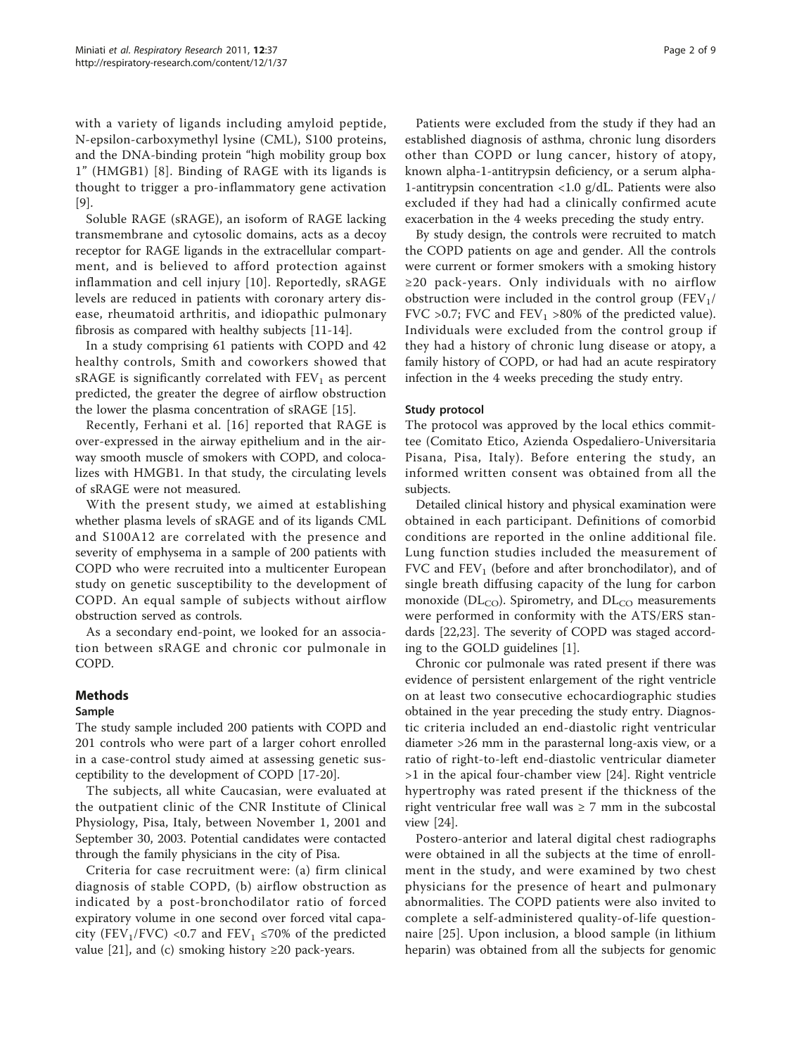with a variety of ligands including amyloid peptide, N-epsilon-carboxymethyl lysine (CML), S100 proteins, and the DNA-binding protein "high mobility group box 1" (HMGB1) [8]. Binding of RAGE with its ligands is thought to trigger a pro-inflammatory gene activation [9].

Soluble RAGE (sRAGE), an isoform of RAGE lacking transmembrane and cytosolic domains, acts as a decoy receptor for RAGE ligands in the extracellular compartment, and is believed to afford protection against inflammation and cell injury [10]. Reportedly, sRAGE levels are reduced in patients with coronary artery disease, rheumatoid arthritis, and idiopathic pulmonary fibrosis as compared with healthy subjects [11-14].

In a study comprising 61 patients with COPD and 42 healthy controls, Smith and coworkers showed that sRAGE is significantly correlated with $FEV_1$ as percent predicted, the greater the degree of airflow obstruction the lower the plasma concentration of sRAGE [15].

Recently, Ferhani et al. [16] reported that RAGE is over-expressed in the airway epithelium and in the airway smooth muscle of smokers with COPD, and colocalizes with HMGB1. In that study, the circulating levels of sRAGE were not measured.

With the present study, we aimed at establishing whether plasma levels of sRAGE and of its ligands CML and S100A12 are correlated with the presence and severity of emphysema in a sample of 200 patients with COPD who were recruited into a multicenter European study on genetic susceptibility to the development of COPD. An equal sample of subjects without airflow obstruction served as controls.

As a secondary end-point, we looked for an association between sRAGE and chronic cor pulmonale in COPD.

## Methods

### Sample

The study sample included 200 patients with COPD and 201 controls who were part of a larger cohort enrolled in a case-control study aimed at assessing genetic susceptibility to the development of COPD [17-20].

The subjects, all white Caucasian, were evaluated at the outpatient clinic of the CNR Institute of Clinical Physiology, Pisa, Italy, between November 1, 2001 and September 30, 2003. Potential candidates were contacted through the family physicians in the city of Pisa.

Criteria for case recruitment were: (a) firm clinical diagnosis of stable COPD, (b) airflow obstruction as indicated by a post-bronchodilator ratio of forced expiratory volume in one second over forced vital capacity ($FEV_1$/FVC) <0.7 and $FEV_1$ ≤70% of the predicted value [21], and (c) smoking history ≥20 pack-years.

Patients were excluded from the study if they had an established diagnosis of asthma, chronic lung disorders other than COPD or lung cancer, history of atopy, known alpha-1-antitrypsin deficiency, or a serum alpha-1-antitrypsin concentration <1.0 g/dL. Patients were also excluded if they had had a clinically confirmed acute exacerbation in the 4 weeks preceding the study entry.

By study design, the controls were recruited to match the COPD patients on age and gender. All the controls were current or former smokers with a smoking history ≥20 pack-years. Only individuals with no airflow obstruction were included in the control group ($FEV_1$/FVC >0.7; FVC and $FEV_1$ >80% of the predicted value). Individuals were excluded from the control group if they had a history of chronic lung disease or atopy, a family history of COPD, or had had an acute respiratory infection in the 4 weeks preceding the study entry.

### Study protocol

The protocol was approved by the local ethics committee (Comitato Etico, Azienda Ospedaliero-Universitaria Pisana, Pisa, Italy). Before entering the study, an informed written consent was obtained from all the subjects.

Detailed clinical history and physical examination were obtained in each participant. Definitions of comorbid conditions are reported in the online additional file. Lung function studies included the measurement of FVC and $FEV_1$ (before and after bronchodilator), and of single breath diffusing capacity of the lung for carbon monoxide ($DL_{CO}$). Spirometry, and $DL_{CO}$ measurements were performed in conformity with the ATS/ERS standards [22,23]. The severity of COPD was staged according to the GOLD guidelines [1].

Chronic cor pulmonale was rated present if there was evidence of persistent enlargement of the right ventricle on at least two consecutive echocardiographic studies obtained in the year preceding the study entry. Diagnostic criteria included an end-diastolic right ventricular diameter >26 mm in the parasternal long-axis view, or a ratio of right-to-left end-diastolic ventricular diameter >1 in the apical four-chamber view [24]. Right ventricle hypertrophy was rated present if the thickness of the right ventricular free wall was ≥ 7 mm in the subcostal view [24].

Postero-anterior and lateral digital chest radiographs were obtained in all the subjects at the time of enrollment in the study, and were examined by two chest physicians for the presence of heart and pulmonary abnormalities. The COPD patients were also invited to complete a self-administered quality-of-life questionnaire [25]. Upon inclusion, a blood sample (in lithium heparin) was obtained from all the subjects for genomic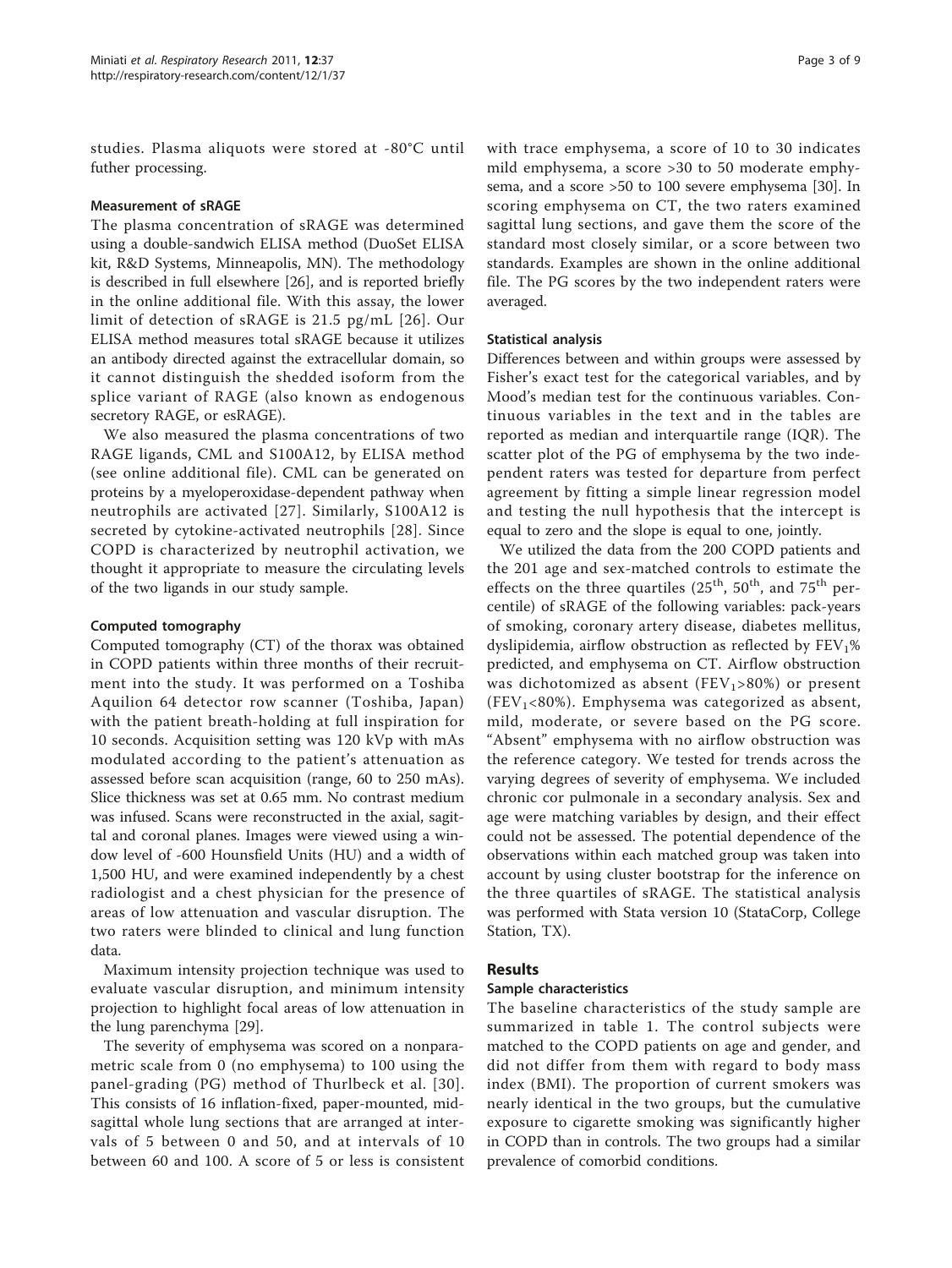studies. Plasma aliquots were stored at -80°C until futher processing.

### Measurement of sRAGE

The plasma concentration of sRAGE was determined using a double-sandwich ELISA method (DuoSet ELISA kit, R&D Systems, Minneapolis, MN). The methodology is described in full elsewhere [26], and is reported briefly in the online additional file. With this assay, the lower limit of detection of sRAGE is 21.5 pg/mL [26]. Our ELISA method measures total sRAGE because it utilizes an antibody directed against the extracellular domain, so it cannot distinguish the shedded isoform from the splice variant of RAGE (also known as endogenous secretory RAGE, or esRAGE).

We also measured the plasma concentrations of two RAGE ligands, CML and S100A12, by ELISA method (see online additional file). CML can be generated on proteins by a myeloperoxidase-dependent pathway when neutrophils are activated [27]. Similarly, S100A12 is secreted by cytokine-activated neutrophils [28]. Since COPD is characterized by neutrophil activation, we thought it appropriate to measure the circulating levels of the two ligands in our study sample.

### Computed tomography

Computed tomography (CT) of the thorax was obtained in COPD patients within three months of their recruitment into the study. It was performed on a Toshiba Aquilion 64 detector row scanner (Toshiba, Japan) with the patient breath-holding at full inspiration for 10 seconds. Acquisition setting was 120 kVp with mAs modulated according to the patient's attenuation as assessed before scan acquisition (range, 60 to 250 mAs). Slice thickness was set at 0.65 mm. No contrast medium was infused. Scans were reconstructed in the axial, sagittal and coronal planes. Images were viewed using a window level of -600 Hounsfield Units (HU) and a width of 1,500 HU, and were examined independently by a chest radiologist and a chest physician for the presence of areas of low attenuation and vascular disruption. The two raters were blinded to clinical and lung function data.

Maximum intensity projection technique was used to evaluate vascular disruption, and minimum intensity projection to highlight focal areas of low attenuation in the lung parenchyma [29].

The severity of emphysema was scored on a nonparametric scale from 0 (no emphysema) to 100 using the panel-grading (PG) method of Thurlbeck et al. [30]. This consists of 16 inflation-fixed, paper-mounted, mid-sagittal whole lung sections that are arranged at intervals of 5 between 0 and 50, and at intervals of 10 between 60 and 100. A score of 5 or less is consistent with trace emphysema, a score of 10 to 30 indicates mild emphysema, a score >30 to 50 moderate emphysema, and a score >50 to 100 severe emphysema [30]. In scoring emphysema on CT, the two raters examined sagittal lung sections, and gave them the score of the standard most closely similar, or a score between two standards. Examples are shown in the online additional file. The PG scores by the two independent raters were averaged.

### Statistical analysis

Differences between and within groups were assessed by Fisher's exact test for the categorical variables, and by Mood's median test for the continuous variables. Continuous variables in the text and in the tables are reported as median and interquartile range (IQR). The scatter plot of the PG of emphysema by the two independent raters was tested for departure from perfect agreement by fitting a simple linear regression model and testing the null hypothesis that the intercept is equal to zero and the slope is equal to one, jointly.

We utilized the data from the 200 COPD patients and the 201 age and sex-matched controls to estimate the effects on the three quartiles ($25^{th}$, $50^{th}$, and $75^{th}$ percentile) of sRAGE of the following variables: pack-years of smoking, coronary artery disease, diabetes mellitus, dyslipidemia, airflow obstruction as reflected by $FEV_1$% predicted, and emphysema on CT. Airflow obstruction was dichotomized as absent ($FEV_1$>80%) or present ($FEV_1$<80%). Emphysema was categorized as absent, mild, moderate, or severe based on the PG score. "Absent" emphysema with no airflow obstruction was the reference category. We tested for trends across the varying degrees of severity of emphysema. We included chronic cor pulmonale in a secondary analysis. Sex and age were matching variables by design, and their effect could not be assessed. The potential dependence of the observations within each matched group was taken into account by using cluster bootstrap for the inference on the three quartiles of sRAGE. The statistical analysis was performed with Stata version 10 (StataCorp, College Station, TX).

## Results

### Sample characteristics

The baseline characteristics of the study sample are summarized in table 1. The control subjects were matched to the COPD patients on age and gender, and did not differ from them with regard to body mass index (BMI). The proportion of current smokers was nearly identical in the two groups, but the cumulative exposure to cigarette smoking was significantly higher in COPD than in controls. The two groups had a similar prevalence of comorbid conditions.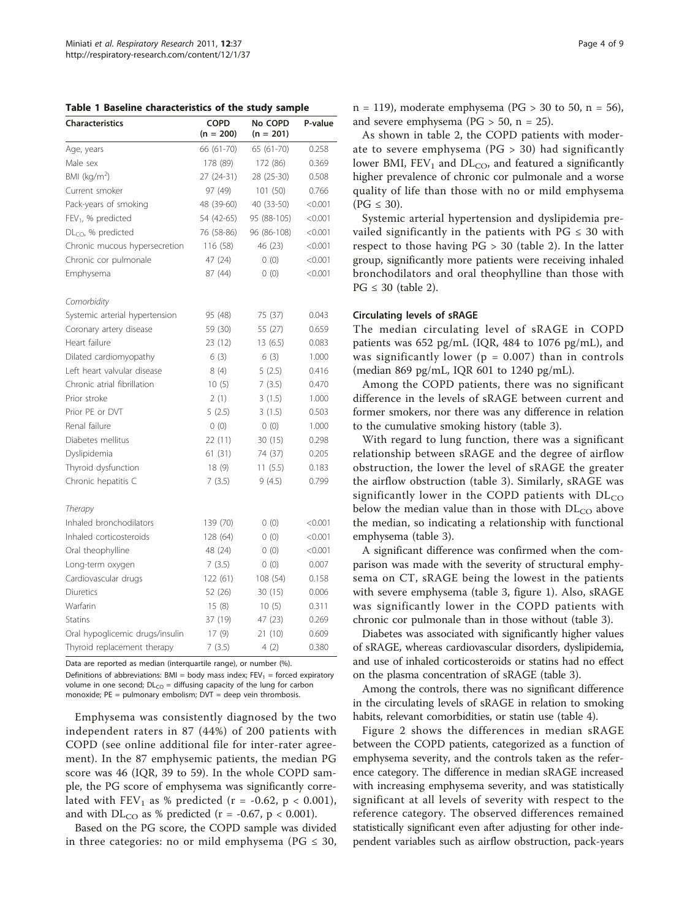**Table 1 Baseline characteristics of the study sample**

| Characteristics | COPD (n = 200) | No COPD (n = 201) | P-value |
|---|---|---|---|
| Age, years | 66 (61-70) | 65 (61-70) | 0.258 |
| Male sex | 178 (89) | 172 (86) | 0.369 |
| BMI (kg/m$^2$) | 27 (24-31) | 28 (25-30) | 0.508 |
| Current smoker | 97 (49) | 101 (50) | 0.766 |
| Pack-years of smoking | 48 (39-60) | 40 (33-50) | <0.001 |
| $FEV_1$, % predicted | 54 (42-65) | 95 (88-105) | <0.001 |
| $DL_{CO}$, % predicted | 76 (58-86) | 96 (86-108) | <0.001 |
| Chronic mucous hypersecretion | 116 (58) | 46 (23) | <0.001 |
| Chronic cor pulmonale | 47 (24) | 0 (0) | <0.001 |
| Emphysema | 87 (44) | 0 (0) | <0.001 |
| *Comorbidity* | | | |
| Systemic arterial hypertension | 95 (48) | 75 (37) | 0.043 |
| Coronary artery disease | 59 (30) | 55 (27) | 0.659 |
| Heart failure | 23 (12) | 13 (6.5) | 0.083 |
| Dilated cardiomyopathy | 6 (3) | 6 (3) | 1.000 |
| Left heart valvular disease | 8 (4) | 5 (2.5) | 0.416 |
| Chronic atrial fibrillation | 10 (5) | 7 (3.5) | 0.470 |
| Prior stroke | 2 (1) | 3 (1.5) | 1.000 |
| Prior PE or DVT | 5 (2.5) | 3 (1.5) | 0.503 |
| Renal failure | 0 (0) | 0 (0) | 1.000 |
| Diabetes mellitus | 22 (11) | 30 (15) | 0.298 |
| Dyslipidemia | 61 (31) | 74 (37) | 0.205 |
| Thyroid dysfunction | 18 (9) | 11 (5.5) | 0.183 |
| Chronic hepatitis C | 7 (3.5) | 9 (4.5) | 0.799 |
| *Therapy* | | | |
| Inhaled bronchodilators | 139 (70) | 0 (0) | <0.001 |
| Inhaled corticosteroids | 128 (64) | 0 (0) | <0.001 |
| Oral theophylline | 48 (24) | 0 (0) | <0.001 |
| Long-term oxygen | 7 (3.5) | 0 (0) | 0.007 |
| Cardiovascular drugs | 122 (61) | 108 (54) | 0.158 |
| Diuretics | 52 (26) | 30 (15) | 0.006 |
| Warfarin | 15 (8) | 10 (5) | 0.311 |
| Statins | 37 (19) | 47 (23) | 0.269 |
| Oral hypoglicemic drugs/insulin | 17 (9) | 21 (10) | 0.609 |
| Thyroid replacement therapy | 7 (3.5) | 4 (2) | 0.380 |

Data are reported as median (interquartile range), or number (%).
Definitions of abbreviations: BMI = body mass index; $FEV_1$ = forced expiratory volume in one second; $DL_{CO}$ = diffusing capacity of the lung for carbon monoxide; PE = pulmonary embolism; DVT = deep vein thrombosis.

Emphysema was consistently diagnosed by the two independent raters in 87 (44%) of 200 patients with COPD (see online additional file for inter-rater agreement). In the 87 emphysemic patients, the median PG score was 46 (IQR, 39 to 59). In the whole COPD sample, the PG score of emphysema was significantly correlated with $FEV_1$ as % predicted ($r = -0.62$, $p < 0.001$), and with $DL_{CO}$ as % predicted ($r = -0.67$, $p < 0.001$).

Based on the PG score, the COPD sample was divided in three categories: no or mild emphysema ($PG \leq 30$, $n = 119$), moderate emphysema ($PG > 30$ to 50, $n = 56$), and severe emphysema ($PG > 50$, $n = 25$).

As shown in table 2, the COPD patients with moderate to severe emphysema ($PG > 30$) had significantly lower BMI, $FEV_1$ and $DL_{CO}$, and featured a significantly higher prevalence of chronic cor pulmonale and a worse quality of life than those with no or mild emphysema ($PG \leq 30$).

Systemic arterial hypertension and dyslipidemia prevailed significantly in the patients with $PG \leq 30$ with respect to those having $PG > 30$ (table 2). In the latter group, significantly more patients were receiving inhaled bronchodilators and oral theophylline than those with $PG \leq 30$ (table 2).

### Circulating levels of sRAGE

The median circulating level of sRAGE in COPD patients was 652 pg/mL (IQR, 484 to 1076 pg/mL), and was significantly lower ($p = 0.007$) than in controls (median 869 pg/mL, IQR 601 to 1240 pg/mL).

Among the COPD patients, there was no significant difference in the levels of sRAGE between current and former smokers, nor there was any difference in relation to the cumulative smoking history (table 3).

With regard to lung function, there was a significant relationship between sRAGE and the degree of airflow obstruction, the lower the level of sRAGE the greater the airflow obstruction (table 3). Similarly, sRAGE was significantly lower in the COPD patients with $DL_{CO}$ below the median value than in those with $DL_{CO}$ above the median, so indicating a relationship with functional emphysema (table 3).

A significant difference was confirmed when the comparison was made with the severity of structural emphysema on CT, sRAGE being the lowest in the patients with severe emphysema (table 3, figure 1). Also, sRAGE was significantly lower in the COPD patients with chronic cor pulmonale than in those without (table 3).

Diabetes was associated with significantly higher values of sRAGE, whereas cardiovascular disorders, dyslipidemia, and use of inhaled corticosteroids or statins had no effect on the plasma concentration of sRAGE (table 3).

Among the controls, there was no significant difference in the circulating levels of sRAGE in relation to smoking habits, relevant comorbidities, or statin use (table 4).

Figure 2 shows the differences in median sRAGE between the COPD patients, categorized as a function of emphysema severity, and the controls taken as the reference category. The difference in median sRAGE increased with increasing emphysema severity, and was statistically significant at all levels of severity with respect to the reference category. The observed differences remained statistically significant even after adjusting for other independent variables such as airflow obstruction, pack-years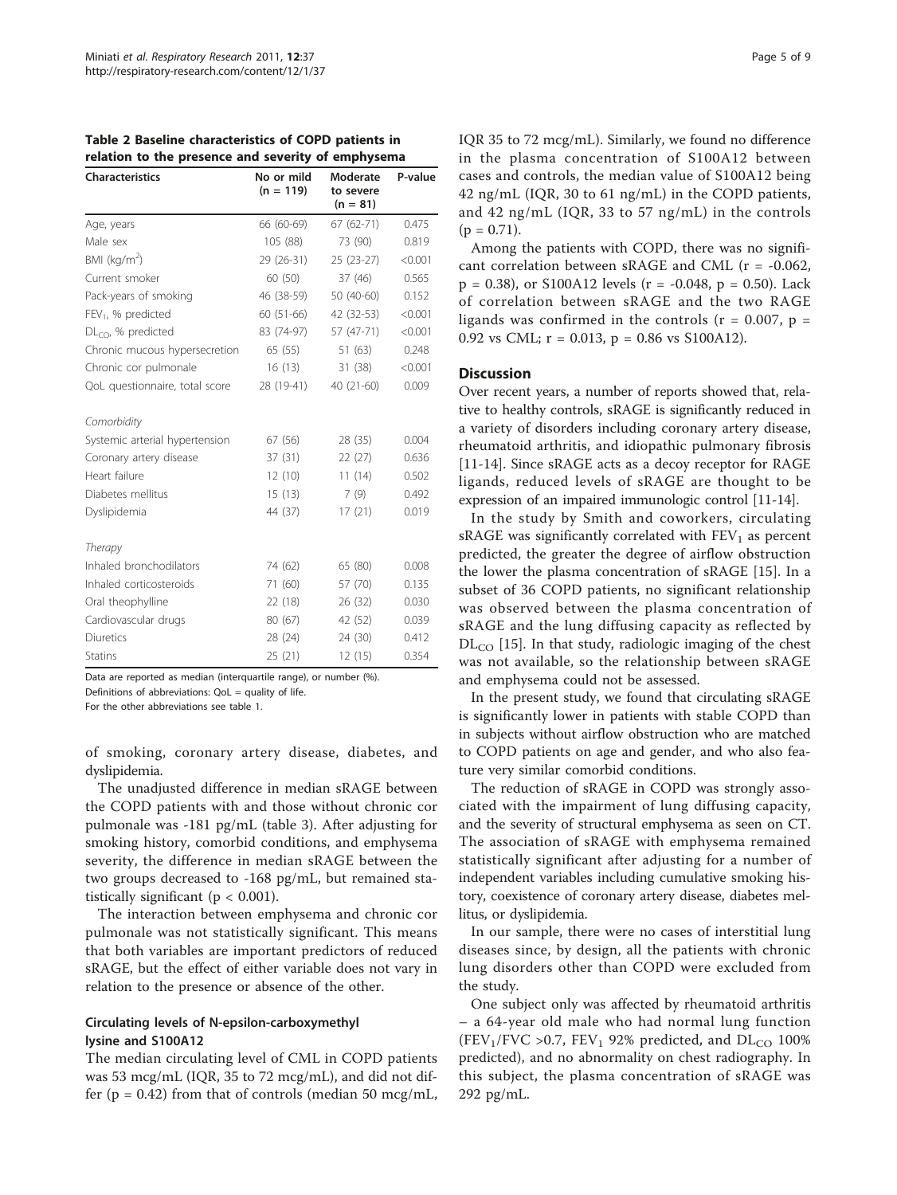**Table 2 Baseline characteristics of COPD patients in relation to the presence and severity of emphysema**

| Characteristics | No or mild (n = 119) | Moderate to severe (n = 81) | P-value |
|---|---|---|---|
| Age, years | 66 (60-69) | 67 (62-71) | 0.475 |
| Male sex | 105 (88) | 73 (90) | 0.819 |
| BMI (kg/m$^2$) | 29 (26-31) | 25 (23-27) | <0.001 |
| Current smoker | 60 (50) | 37 (46) | 0.565 |
| Pack-years of smoking | 46 (38-59) | 50 (40-60) | 0.152 |
| $FEV_1$, % predicted | 60 (51-66) | 42 (32-53) | <0.001 |
| $DL_{CO}$, % predicted | 83 (74-97) | 57 (47-71) | <0.001 |
| Chronic mucous hypersecretion | 65 (55) | 51 (63) | 0.248 |
| Chronic cor pulmonale | 16 (13) | 31 (38) | <0.001 |
| QoL questionnaire, total score | 28 (19-41) | 40 (21-60) | 0.009 |
| *Comorbidity* | | | |
| Systemic arterial hypertension | 67 (56) | 28 (35) | 0.004 |
| Coronary artery disease | 37 (31) | 22 (27) | 0.636 |
| Heart failure | 12 (10) | 11 (14) | 0.502 |
| Diabetes mellitus | 15 (13) | 7 (9) | 0.492 |
| Dyslipidemia | 44 (37) | 17 (21) | 0.019 |
| *Therapy* | | | |
| Inhaled bronchodilators | 74 (62) | 65 (80) | 0.008 |
| Inhaled corticosteroids | 71 (60) | 57 (70) | 0.135 |
| Oral theophylline | 22 (18) | 26 (32) | 0.030 |
| Cardiovascular drugs | 80 (67) | 42 (52) | 0.039 |
| Diuretics | 28 (24) | 24 (30) | 0.412 |
| Statins | 25 (21) | 12 (15) | 0.354 |

Data are reported as median (interquartile range), or number (%).
Definitions of abbreviations: QoL = quality of life.
For the other abbreviations see table 1.

of smoking, coronary artery disease, diabetes, and dyslipidemia.

The unadjusted difference in median sRAGE between the COPD patients with and those without chronic cor pulmonale was -181 pg/mL (table 3). After adjusting for smoking history, comorbid conditions, and emphysema severity, the difference in median sRAGE between the two groups decreased to -168 pg/mL, but remained statistically significant ($p < 0.001$).

The interaction between emphysema and chronic cor pulmonale was not statistically significant. This means that both variables are important predictors of reduced sRAGE, but the effect of either variable does not vary in relation to the presence or absence of the other.

### Circulating levels of N-epsilon-carboxymethyl lysine and S100A12

The median circulating level of CML in COPD patients was 53 mcg/mL (IQR, 35 to 72 mcg/mL), and did not differ ($p = 0.42$) from that of controls (median 50 mcg/mL, IQR 35 to 72 mcg/mL). Similarly, we found no difference in the plasma concentration of S100A12 between cases and controls, the median value of S100A12 being 42 ng/mL (IQR, 30 to 61 ng/mL) in the COPD patients, and 42 ng/mL (IQR, 33 to 57 ng/mL) in the controls ($p = 0.71$).

Among the patients with COPD, there was no significant correlation between sRAGE and CML ($r = -0.062$, $p = 0.38$), or S100A12 levels ($r = -0.048$, $p = 0.50$). Lack of correlation between sRAGE and the two RAGE ligands was confirmed in the controls ($r = 0.007$, $p = 0.92$ vs CML; $r = 0.013$, $p = 0.86$ vs S100A12).

## Discussion

Over recent years, a number of reports showed that, relative to healthy controls, sRAGE is significantly reduced in a variety of disorders including coronary artery disease, rheumatoid arthritis, and idiopathic pulmonary fibrosis [11-14]. Since sRAGE acts as a decoy receptor for RAGE ligands, reduced levels of sRAGE are thought to be expression of an impaired immunologic control [11-14].

In the study by Smith and coworkers, circulating sRAGE was significantly correlated with $FEV_1$ as percent predicted, the greater the degree of airflow obstruction the lower the plasma concentration of sRAGE [15]. In a subset of 36 COPD patients, no significant relationship was observed between the plasma concentration of sRAGE and the lung diffusing capacity as reflected by $DL_{CO}$ [15]. In that study, radiologic imaging of the chest was not available, so the relationship between sRAGE and emphysema could not be assessed.

In the present study, we found that circulating sRAGE is significantly lower in patients with stable COPD than in subjects without airflow obstruction who are matched to COPD patients on age and gender, and who also feature very similar comorbid conditions.

The reduction of sRAGE in COPD was strongly associated with the impairment of lung diffusing capacity, and the severity of structural emphysema as seen on CT. The association of sRAGE with emphysema remained statistically significant after adjusting for a number of independent variables including cumulative smoking history, coexistence of coronary artery disease, diabetes mellitus, or dyslipidemia.

In our sample, there were no cases of interstitial lung diseases since, by design, all the patients with chronic lung disorders other than COPD were excluded from the study.

One subject only was affected by rheumatoid arthritis – a 64-year old male who had normal lung function ($FEV_1/FVC > 0.7$, $FEV_1$ 92% predicted, and $DL_{CO}$ 100% predicted), and no abnormality on chest radiography. In this subject, the plasma concentration of sRAGE was 292 pg/mL.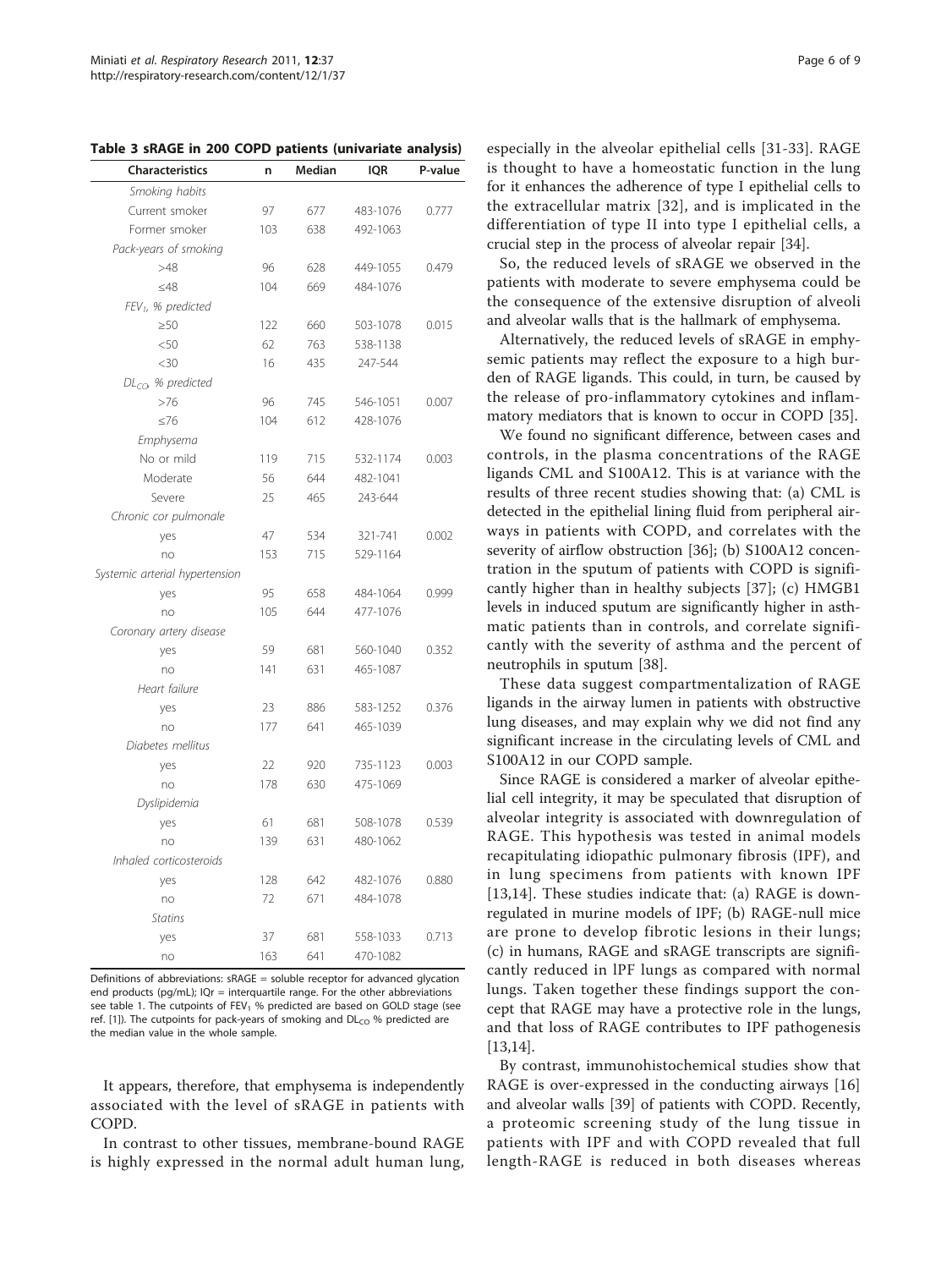**Table 3 sRAGE in 200 COPD patients (univariate analysis)**

| Characteristics | n | Median | IQR | P-value |
|---|---|---|---|---|
| *Smoking habits* | | | | |
| Current smoker | 97 | 677 | 483-1076 | 0.777 |
| Former smoker | 103 | 638 | 492-1063 | |
| *Pack-years of smoking* | | | | |
| >48 | 96 | 628 | 449-1055 | 0.479 |
| ≤48 | 104 | 669 | 484-1076 | |
| *$FEV_1$, % predicted* | | | | |
| ≥50 | 122 | 660 | 503-1078 | 0.015 |
| <50 | 62 | 763 | 538-1138 | |
| <30 | 16 | 435 | 247-544 | |
| *$DL_{CO}$, % predicted* | | | | |
| >76 | 96 | 745 | 546-1051 | 0.007 |
| ≤76 | 104 | 612 | 428-1076 | |
| *Emphysema* | | | | |
| No or mild | 119 | 715 | 532-1174 | 0.003 |
| Moderate | 56 | 644 | 482-1041 | |
| Severe | 25 | 465 | 243-644 | |
| *Chronic cor pulmonale* | | | | |
| yes | 47 | 534 | 321-741 | 0.002 |
| no | 153 | 715 | 529-1164 | |
| *Systemic arterial hypertension* | | | | |
| yes | 95 | 658 | 484-1064 | 0.999 |
| no | 105 | 644 | 477-1076 | |
| *Coronary artery disease* | | | | |
| yes | 59 | 681 | 560-1040 | 0.352 |
| no | 141 | 631 | 465-1087 | |
| *Heart failure* | | | | |
| yes | 23 | 886 | 583-1252 | 0.376 |
| no | 177 | 641 | 465-1039 | |
| *Diabetes mellitus* | | | | |
| yes | 22 | 920 | 735-1123 | 0.003 |
| no | 178 | 630 | 475-1069 | |
| *Dyslipidemia* | | | | |
| yes | 61 | 681 | 508-1078 | 0.539 |
| no | 139 | 631 | 480-1062 | |
| *Inhaled corticosteroids* | | | | |
| yes | 128 | 642 | 482-1076 | 0.880 |
| no | 72 | 671 | 484-1078 | |
| *Statins* | | | | |
| yes | 37 | 681 | 558-1033 | 0.713 |
| no | 163 | 641 | 470-1082 | |

Definitions of abbreviations: sRAGE = soluble receptor for advanced glycation end products (pg/mL); IQr = interquartile range. For the other abbreviations see table 1. The cutpoints of $FEV_1$ % predicted are based on GOLD stage (see ref. [1]). The cutpoints for pack-years of smoking and $DL_{CO}$ % predicted are the median value in the whole sample.

It appears, therefore, that emphysema is independently associated with the level of sRAGE in patients with COPD.

In contrast to other tissues, membrane-bound RAGE is highly expressed in the normal adult human lung, especially in the alveolar epithelial cells [31-33]. RAGE is thought to have a homeostatic function in the lung for it enhances the adherence of type I epithelial cells to the extracellular matrix [32], and is implicated in the differentiation of type II into type I epithelial cells, a crucial step in the process of alveolar repair [34].

So, the reduced levels of sRAGE we observed in the patients with moderate to severe emphysema could be the consequence of the extensive disruption of alveoli and alveolar walls that is the hallmark of emphysema.

Alternatively, the reduced levels of sRAGE in emphysemic patients may reflect the exposure to a high burden of RAGE ligands. This could, in turn, be caused by the release of pro-inflammatory cytokines and inflammatory mediators that is known to occur in COPD [35].

We found no significant difference, between cases and controls, in the plasma concentrations of the RAGE ligands CML and S100A12. This is at variance with the results of three recent studies showing that: (a) CML is detected in the epithelial lining fluid from peripheral airways in patients with COPD, and correlates with the severity of airflow obstruction [36]; (b) S100A12 concentration in the sputum of patients with COPD is significantly higher than in healthy subjects [37]; (c) HMGB1 levels in induced sputum are significantly higher in asthmatic patients than in controls, and correlate significantly with the severity of asthma and the percent of neutrophils in sputum [38].

These data suggest compartmentalization of RAGE ligands in the airway lumen in patients with obstructive lung diseases, and may explain why we did not find any significant increase in the circulating levels of CML and S100A12 in our COPD sample.

Since RAGE is considered a marker of alveolar epithelial cell integrity, it may be speculated that disruption of alveolar integrity is associated with downregulation of RAGE. This hypothesis was tested in animal models recapitulating idiopathic pulmonary fibrosis (IPF), and in lung specimens from patients with known IPF [13,14]. These studies indicate that: (a) RAGE is downregulated in murine models of IPF; (b) RAGE-null mice are prone to develop fibrotic lesions in their lungs; (c) in humans, RAGE and sRAGE transcripts are significantly reduced in IPF lungs as compared with normal lungs. Taken together these findings support the concept that RAGE may have a protective role in the lungs, and that loss of RAGE contributes to IPF pathogenesis [13,14].

By contrast, immunohistochemical studies show that RAGE is over-expressed in the conducting airways [16] and alveolar walls [39] of patients with COPD. Recently, a proteomic screening study of the lung tissue in patients with IPF and with COPD revealed that full length-RAGE is reduced in both diseases whereas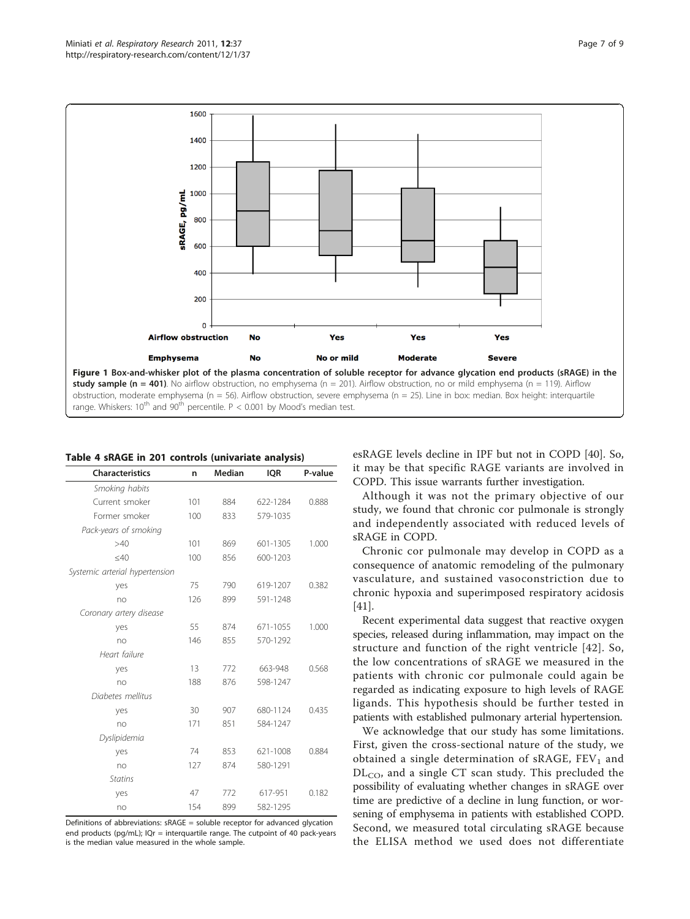**Figure 1 Box-and-whisker plot of the plasma concentration of soluble receptor for advance glycation end products (sRAGE) in the study sample (n = 401)**. No airflow obstruction, no emphysema (n = 201). Airflow obstruction, no or mild emphysema (n = 119). Airflow obstruction, moderate emphysema (n = 56). Airflow obstruction, severe emphysema (n = 25). Line in box: median. Box height: interquartile range. Whiskers: 10[th] and 90[th] percentile. P < 0.001 by Mood's median test.

**Table 4 sRAGE in 201 controls (univariate analysis)**

| Characteristics | n | Median | IQR | P-value |
|---|---|---|---|---|
| *Smoking habits* | | | | |
| Current smoker | 101 | 884 | 622-1284 | 0.888 |
| Former smoker | 100 | 833 | 579-1035 | |
| *Pack-years of smoking* | | | | |
| >40 | 101 | 869 | 601-1305 | 1.000 |
| ≤40 | 100 | 856 | 600-1203 | |
| *Systemic arterial hypertension* | | | | |
| yes | 75 | 790 | 619-1207 | 0.382 |
| no | 126 | 899 | 591-1248 | |
| *Coronary artery disease* | | | | |
| yes | 55 | 874 | 671-1055 | 1.000 |
| no | 146 | 855 | 570-1292 | |
| *Heart failure* | | | | |
| yes | 13 | 772 | 663-948 | 0.568 |
| no | 188 | 876 | 598-1247 | |
| *Diabetes mellitus* | | | | |
| yes | 30 | 907 | 680-1124 | 0.435 |
| no | 171 | 851 | 584-1247 | |
| *Dyslipidemia* | | | | |
| yes | 74 | 853 | 621-1008 | 0.884 |
| no | 127 | 874 | 580-1291 | |
| *Statins* | | | | |
| yes | 47 | 772 | 617-951 | 0.182 |
| no | 154 | 899 | 582-1295 | |

Definitions of abbreviations: sRAGE = soluble receptor for advanced glycation end products (pg/mL); IQr = interquartile range. The cutpoint of 40 pack-years is the median value measured in the whole sample.

esRAGE levels decline in IPF but not in COPD [40]. So, it may be that specific RAGE variants are involved in COPD. This issue warrants further investigation.

Although it was not the primary objective of our study, we found that chronic cor pulmonale is strongly and independently associated with reduced levels of sRAGE in COPD.

Chronic cor pulmonale may develop in COPD as a consequence of anatomic remodeling of the pulmonary vasculature, and sustained vasoconstriction due to chronic hypoxia and superimposed respiratory acidosis [41].

Recent experimental data suggest that reactive oxygen species, released during inflammation, may impact on the structure and function of the right ventricle [42]. So, the low concentrations of sRAGE we measured in the patients with chronic cor pulmonale could again be regarded as indicating exposure to high levels of RAGE ligands. This hypothesis should be further tested in patients with established pulmonary arterial hypertension.

We acknowledge that our study has some limitations. First, given the cross-sectional nature of the study, we obtained a single determination of sRAGE, $FEV_1$ and $DL_{CO}$, and a single CT scan study. This precluded the possibility of evaluating whether changes in sRAGE over time are predictive of a decline in lung function, or worsening of emphysema in patients with established COPD. Second, we measured total circulating sRAGE because the ELISA method we used does not differentiate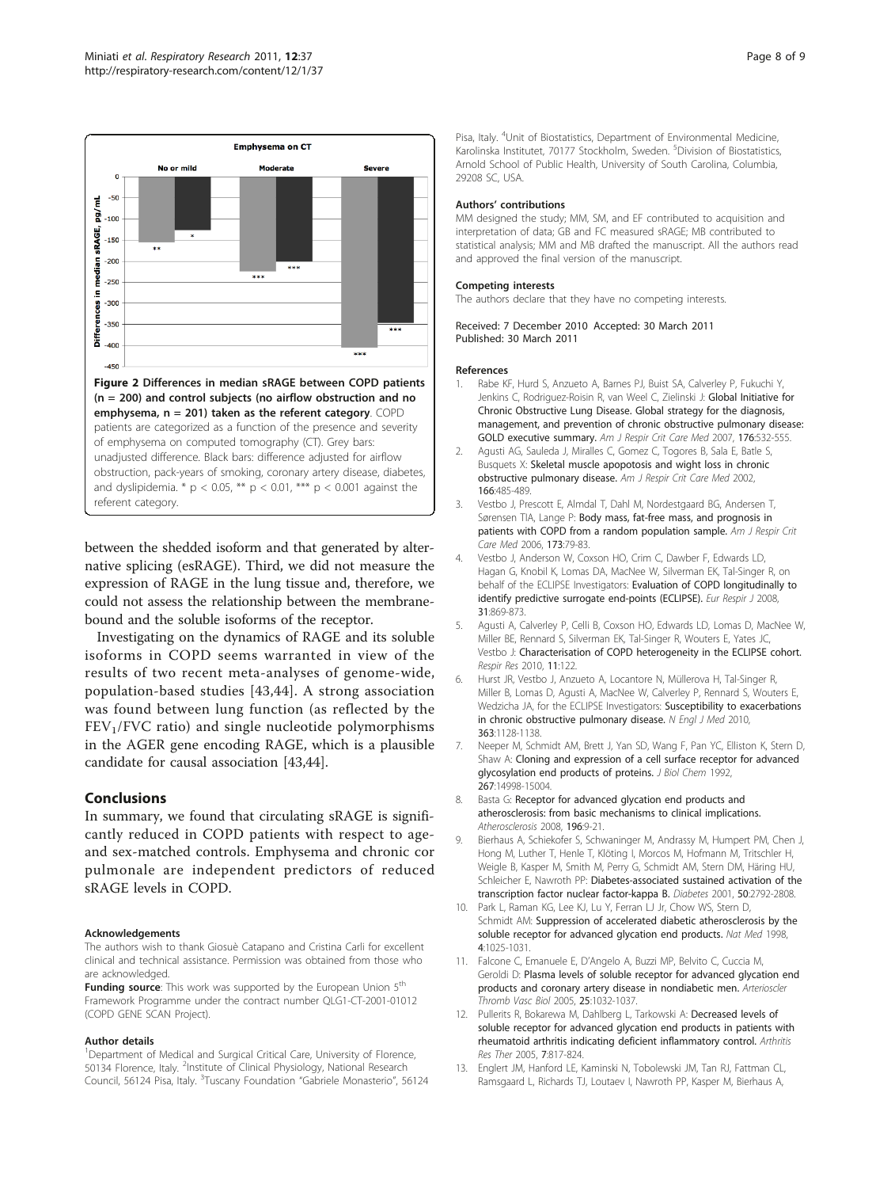**Figure 2 Differences in median sRAGE between COPD patients (n = 200) and control subjects (no airflow obstruction and no emphysema, n = 201) taken as the referent category**. COPD patients are categorized as a function of the presence and severity of emphysema on computed tomography (CT). Grey bars: unadjusted difference. Black bars: difference adjusted for airflow obstruction, pack-years of smoking, coronary artery disease, diabetes, and dyslipidemia. * $p < 0.05$, ** $p < 0.01$, *** $p < 0.001$ against the referent category.

between the shedded isoform and that generated by alternative splicing (esRAGE). Third, we did not measure the expression of RAGE in the lung tissue and, therefore, we could not assess the relationship between the membrane-bound and the soluble isoforms of the receptor.

Investigating on the dynamics of RAGE and its soluble isoforms in COPD seems warranted in view of the results of two recent meta-analyses of genome-wide, population-based studies [43,44]. A strong association was found between lung function (as reflected by the $FEV_1/FVC$ ratio) and single nucleotide polymorphisms in the AGER gene encoding RAGE, which is a plausible candidate for causal association [43,44].

## Conclusions

In summary, we found that circulating sRAGE is significantly reduced in COPD patients with respect to age- and sex-matched controls. Emphysema and chronic cor pulmonale are independent predictors of reduced sRAGE levels in COPD.

#### Acknowledgements

The authors wish to thank Giosuè Catapano and Cristina Carli for excellent clinical and technical assistance. Permission was obtained from those who are acknowledged.

**Funding source**: This work was supported by the European Union 5th Framework Programme under the contract number QLG1-CT-2001-01012 (COPD GENE SCAN Project).

#### Author details

[1]Department of Medical and Surgical Critical Care, University of Florence, 50134 Florence, Italy. [2]Institute of Clinical Physiology, National Research Council, 56124 Pisa, Italy. [3]Tuscany Foundation "Gabriele Monasterio", 56124 Pisa, Italy. [4]Unit of Biostatistics, Department of Environmental Medicine, Karolinska Institutet, 70177 Stockholm, Sweden. [5]Division of Biostatistics, Arnold School of Public Health, University of South Carolina, Columbia, 29208 SC, USA.

#### Authors' contributions

MM designed the study; MM, SM, and EF contributed to acquisition and interpretation of data; GB and FC measured sRAGE; MB contributed to statistical analysis; MM and MB drafted the manuscript. All the authors read and approved the final version of the manuscript.

#### Competing interests

The authors declare that they have no competing interests.

Received: 7 December 2010 Accepted: 30 March 2011
Published: 30 March 2011

#### References

1. Rabe KF, Hurd S, Anzueto A, Barnes PJ, Buist SA, Calverley P, Fukuchi Y, Jenkins C, Rodriguez-Roisin R, van Weel C, Zielinski J: **Global Initiative for Chronic Obstructive Lung Disease. Global strategy for the diagnosis, management, and prevention of chronic obstructive pulmonary disease: GOLD executive summary.** *Am J Respir Crit Care Med* 2007, **176**:532-555.
2. Agusti AG, Sauleda J, Miralles C, Gomez C, Togores B, Sala E, Batle S, Busquets X: **Skeletal muscle apopotosis and wight loss in chronic obstructive pulmonary disease.** *Am J Respir Crit Care Med* 2002, **166**:485-489.
3. Vestbo J, Prescott E, Almdal T, Dahl M, Nordestgaard BG, Andersen T, Sørensen TIA, Lange P: **Body mass, fat-free mass, and prognosis in patients with COPD from a random population sample.** *Am J Respir Crit Care Med* 2006, **173**:79-83.
4. Vestbo J, Anderson W, Coxson HO, Crim C, Dawber F, Edwards LD, Hagan G, Knobil K, Lomas DA, MacNee W, Silverman EK, Tal-Singer R, on behalf of the ECLIPSE Investigators: **Evaluation of COPD longitudinally to identify predictive surrogate end-points (ECLIPSE).** *Eur Respir J* 2008, **31**:869-873.
5. Agusti A, Calverley P, Celli B, Coxson HO, Edwards LD, Lomas D, MacNee W, Miller BE, Rennard S, Silverman EK, Tal-Singer R, Wouters E, Yates JC, Vestbo J: **Characterisation of COPD heterogeneity in the ECLIPSE cohort.** *Respir Res* 2010, **11**:122.
6. Hurst JR, Vestbo J, Anzueto A, Locantore N, Müllerova H, Tal-Singer R, Miller B, Lomas D, Agusti A, MacNee W, Calverley P, Rennard S, Wouters E, Wedzicha JA, for the ECLIPSE Investigators: **Susceptibility to exacerbations in chronic obstructive pulmonary disease.** *N Engl J Med* 2010, **363**:1128-1138.
7. Neeper M, Schmidt AM, Brett J, Yan SD, Wang F, Pan YC, Elliston K, Stern D, Shaw A: **Cloning and expression of a cell surface receptor for advanced glycosylation end products of proteins.** *J Biol Chem* 1992, **267**:14998-15004.
8. Basta G: **Receptor for advanced glycation end products and atherosclerosis: from basic mechanisms to clinical implications.** *Atherosclerosis* 2008, **196**:9-21.
9. Bierhaus A, Schiekofer S, Schwaninger M, Andrassy M, Humpert PM, Chen J, Hong M, Luther T, Henle T, Klöting I, Morcos M, Hofmann M, Tritschler H, Weigle B, Kasper M, Smith M, Perry G, Schmidt AM, Stern DM, Häring HU, Schleicher E, Nawroth PP: **Diabetes-associated sustained activation of the transcription factor nuclear factor-kappa B.** *Diabetes* 2001, **50**:2792-2808.
10. Park L, Raman KG, Lee KJ, Lu Y, Ferran LJ Jr, Chow WS, Stern D, Schmidt AM: **Suppression of accelerated diabetic atherosclerosis by the soluble receptor for advanced glycation end products.** *Nat Med* 1998, **4**:1025-1031.
11. Falcone C, Emanuele E, D'Angelo A, Buzzi MP, Belvito C, Cuccia M, Geroldi D: **Plasma levels of soluble receptor for advanced glycation end products and coronary artery disease in nondiabetic men.** *Arterioscler Thromb Vasc Biol* 2005, **25**:1032-1037.
12. Pullerits R, Bokarewa M, Dahlberg L, Tarkowski A: **Decreased levels of soluble receptor for advanced glycation end products in patients with rheumatoid arthritis indicating deficient inflammatory control.** *Arthritis Res Ther* 2005, **7**:817-824.
13. Englert JM, Hanford LE, Kaminski N, Tobolewski JM, Tan RJ, Fattman CL, Ramsgaard L, Richards TJ, Loutaev I, Nawroth PP, Kasper M, Bierhaus A,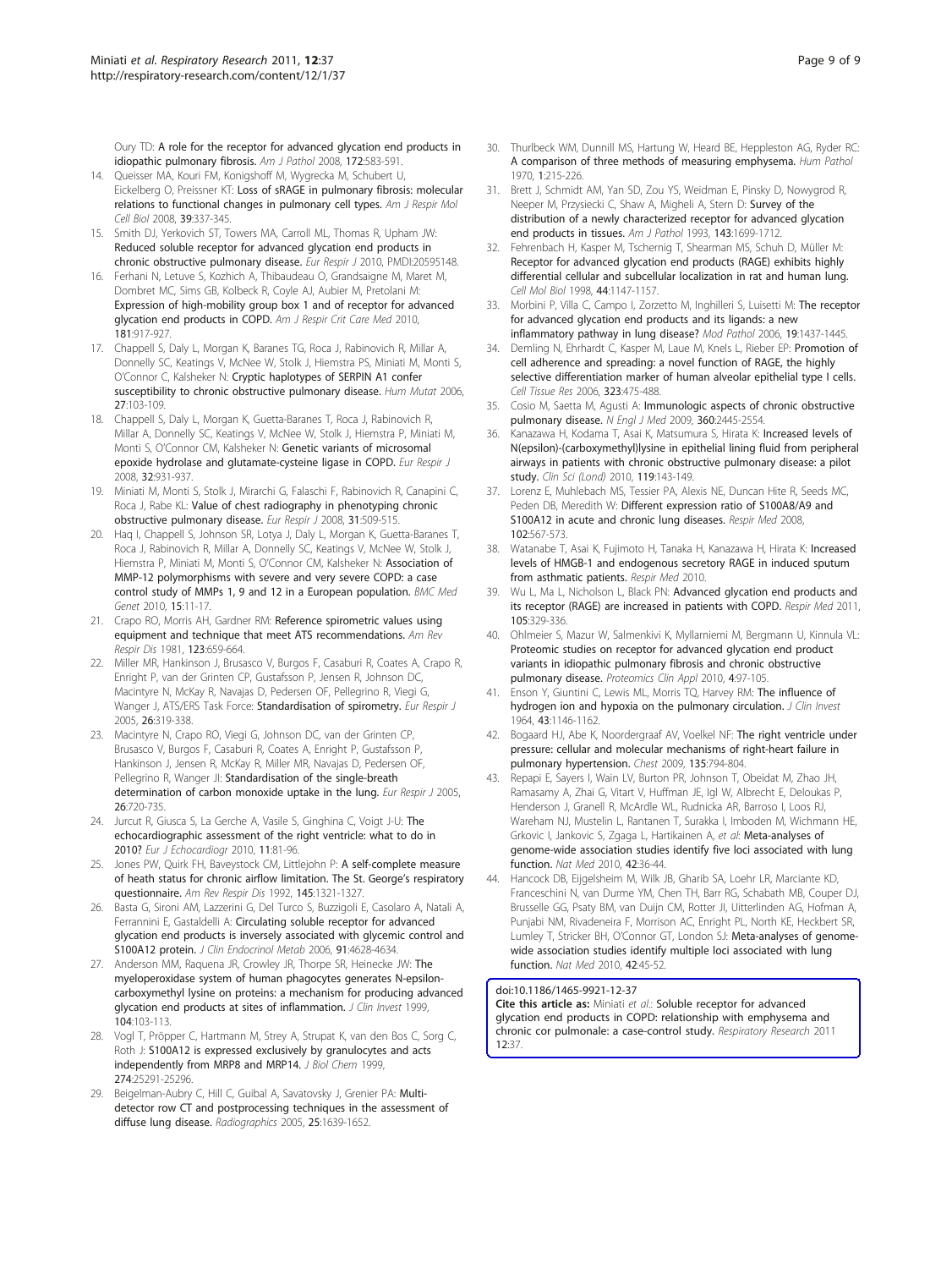Oury TD: A role for the receptor for advanced glycation end products in idiopathic pulmonary fibrosis. *Am J Pathol* 2008, **172**:583-591.

14. Queisser MA, Kouri FM, Konigshoff M, Wygrecka M, Schubert U, Eickelberg O, Preissner KT: Loss of sRAGE in pulmonary fibrosis: molecular relations to functional changes in pulmonary cell types. *Am J Respir Mol Cell Biol* 2008, **39**:337-345.
15. Smith DJ, Yerkovich ST, Towers MA, Carroll ML, Thomas R, Upham JW: Reduced soluble receptor for advanced glycation end products in chronic obstructive pulmonary disease. *Eur Respir J* 2010, PMDI:20595148.
16. Ferhani N, Letuve S, Kozhich A, Thibaudeau O, Grandsaigne M, Maret M, Dombret MC, Sims GB, Kolbeck R, Coyle AJ, Aubier M, Pretolani M: Expression of high-mobility group box 1 and of receptor for advanced glycation end products in COPD. *Am J Respir Crit Care Med* 2010, **181**:917-927.
17. Chappell S, Daly L, Morgan K, Baranes TG, Roca J, Rabinovich R, Millar A, Donnelly SC, Keatings V, McNee W, Stolk J, Hiemstra PS, Miniati M, Monti S, O'Connor C, Kalsheker N: Cryptic haplotypes of SERPIN A1 confer susceptibility to chronic obstructive pulmonary disease. *Hum Mutat* 2006, **27**:103-109.
18. Chappell S, Daly L, Morgan K, Guetta-Baranes T, Roca J, Rabinovich R, Millar A, Donnelly SC, Keatings V, McNee W, Stolk J, Hiemstra P, Miniati M, Monti S, O'Connor CM, Kalsheker N: Genetic variants of microsomal epoxide hydrolase and glutamate-cysteine ligase in COPD. *Eur Respir J* 2008, **32**:931-937.
19. Miniati M, Monti S, Stolk J, Mirarchi G, Falaschi F, Rabinovich R, Canapini C, Roca J, Rabe KL: Value of chest radiography in phenotyping chronic obstructive pulmonary disease. *Eur Respir J* 2008, **31**:509-515.
20. Haq I, Chappell S, Johnson SR, Lotya J, Daly L, Morgan K, Guetta-Baranes T, Roca J, Rabinovich R, Millar A, Donnelly SC, Keatings V, McNee W, Stolk J, Hiemstra P, Miniati M, Monti S, O'Connor CM, Kalsheker N: Association of MMP-12 polymorphisms with severe and very severe COPD: a case control study of MMPs 1, 9 and 12 in a European population. *BMC Med Genet* 2010, **15**:11-17.
21. Crapo RO, Morris AH, Gardner RM: Reference spirometric values using equipment and technique that meet ATS recommendations. *Am Rev Respir Dis* 1981, **123**:659-664.
22. Miller MR, Hankinson J, Brusasco V, Burgos F, Casaburi R, Coates A, Crapo R, Enright P, van der Grinten CP, Gustafsson P, Jensen R, Johnson DC, Macintyre N, McKay R, Navajas D, Pedersen OF, Pellegrino R, Viegi G, Wanger J, ATS/ERS Task Force: Standardisation of spirometry. *Eur Respir J* 2005, **26**:319-338.
23. Macintyre N, Crapo RO, Viegi G, Johnson DC, van der Grinten CP, Brusasco V, Burgos F, Casaburi R, Coates A, Enright P, Gustafsson P, Hankinson J, Jensen R, McKay R, Miller MR, Navajas D, Pedersen OF, Pellegrino R, Wanger JI: Standardisation of the single-breath determination of carbon monoxide uptake in the lung. *Eur Respir J* 2005, **26**:720-735.
24. Jurcut R, Giusca S, La Gerche A, Vasile S, Ginghina C, Voigt J-U: The echocardiographic assessment of the right ventricle: what to do in 2010? *Eur J Echocardiogr* 2010, **11**:81-96.
25. Jones PW, Quirk FH, Baveystock CM, Littlejohn P: A self-complete measure of heath status for chronic airflow limitation. The St. George's respiratory questionnaire. *Am Rev Respir Dis* 1992, **145**:1321-1327.
26. Basta G, Sironi AM, Lazzerini G, Del Turco S, Buzzigoli E, Casolaro A, Natali A, Ferrannini E, Gastaldelli A: Circulating soluble receptor for advanced glycation end products is inversely associated with glycemic control and S100A12 protein. *J Clin Endocrinol Metab* 2006, **91**:4628-4634.
27. Anderson MM, Raquena JR, Crowley JR, Thorpe SR, Heinecke JW: The myeloperoxidase system of human phagocytes generates N-epsilon-carboxymethyl lysine on proteins: a mechanism for producing advanced glycation end products at sites of inflammation. *J Clin Invest* 1999, **104**:103-113.
28. Vogl T, Pröpper C, Hartmann M, Strey A, Strupat K, van den Bos C, Sorg C, Roth J: S100A12 is expressed exclusively by granulocytes and acts independently from MRP8 and MRP14. *J Biol Chem* 1999, **274**:25291-25296.
29. Beigelman-Aubry C, Hill C, Guibal A, Savatovsky J, Grenier PA: Multi-detector row CT and postprocessing techniques in the assessment of diffuse lung disease. *Radiographics* 2005, **25**:1639-1652.
30. Thurlbeck WM, Dunnill MS, Hartung W, Heard BE, Heppleston AG, Ryder RC: A comparison of three methods of measuring emphysema. *Hum Pathol* 1970, **1**:215-226.
31. Brett J, Schmidt AM, Yan SD, Zou YS, Weidman E, Pinsky D, Nowygrod R, Neeper M, Przysiecki C, Shaw A, Migheli A, Stern D: Survey of the distribution of a newly characterized receptor for advanced glycation end products in tissues. *Am J Pathol* 1993, **143**:1699-1712.
32. Fehrenbach H, Kasper M, Tschernig T, Shearman MS, Schuh D, Müller M: Receptor for advanced glycation end products (RAGE) exhibits highly differential cellular and subcellular localization in rat and human lung. *Cell Mol Biol* 1998, **44**:1147-1157.
33. Morbini P, Villa C, Campo I, Zorzetto M, Inghilleri S, Luisetti M: The receptor for advanced glycation end products and its ligands: a new inflammatory pathway in lung disease? *Mod Pathol* 2006, **19**:1437-1445.
34. Demling N, Ehrhardt C, Kasper M, Laue M, Knels L, Rieber EP: Promotion of cell adherence and spreading: a novel function of RAGE, the highly selective differentiation marker of human alveolar epithelial type I cells. *Cell Tissue Res* 2006, **323**:475-488.
35. Cosio M, Saetta M, Agusti A: Immunologic aspects of chronic obstructive pulmonary disease. *N Engl J Med* 2009, **360**:2445-2554.
36. Kanazawa H, Kodama T, Asai K, Matsumura S, Hirata K: Increased levels of N(epsilon)-(carboxymethyl)lysine in epithelial lining fluid from peripheral airways in patients with chronic obstructive pulmonary disease: a pilot study. *Clin Sci (Lond)* 2010, **119**:143-149.
37. Lorenz E, Muhlebach MS, Tessier PA, Alexis NE, Duncan Hite R, Seeds MC, Peden DB, Meredith W: Different expression ratio of S100A8/A9 and S100A12 in acute and chronic lung diseases. *Respir Med* 2008, **102**:567-573.
38. Watanabe T, Asai K, Fujimoto H, Tanaka H, Kanazawa H, Hirata K: Increased levels of HMGB-1 and endogenous secretory RAGE in induced sputum from asthmatic patients. *Respir Med* 2010.
39. Wu L, Ma L, Nicholson L, Black PN: Advanced glycation end products and its receptor (RAGE) are increased in patients with COPD. *Respir Med* 2011, **105**:329-336.
40. Ohlmeier S, Mazur W, Salmenkivi K, Myllarniemi M, Bergmann U, Kinnula VL: Proteomic studies on receptor for advanced glycation end product variants in idiopathic pulmonary fibrosis and chronic obstructive pulmonary disease. *Proteomics Clin Appl* 2010, **4**:97-105.
41. Enson Y, Giuntini C, Lewis ML, Morris TQ, Harvey RM: The influence of hydrogen ion and hypoxia on the pulmonary circulation. *J Clin Invest* 1964, **43**:1146-1162.
42. Bogaard HJ, Abe K, Noordergraaf AV, Voelkel NF: The right ventricle under pressure: cellular and molecular mechanisms of right-heart failure in pulmonary hypertension. *Chest* 2009, **135**:794-804.
43. Repapi E, Sayers I, Wain LV, Burton PR, Johnson T, Obeidat M, Zhao JH, Ramasamy A, Zhai G, Vitart V, Huffman JE, Igl W, Albrecht E, Deloukas P, Henderson J, Granell R, McArdle WL, Rudnicka AR, Barroso I, Loos RJ, Wareham NJ, Mustelin L, Rantanen T, Surakka I, Imboden M, Wichmann HE, Grkovic I, Jankovic S, Zgaga L, Hartikainen A, *et al*: Meta-analyses of genome-wide association studies identify five loci associated with lung function. *Nat Med* 2010, **42**:36-44.
44. Hancock DB, Eijgelsheim M, Wilk JB, Gharib SA, Loehr LR, Marciante KD, Franceschini N, van Durme YM, Chen TH, Barr RG, Schabath MB, Couper DJ, Brusselle GG, Psaty BM, van Duijn CM, Rotter JI, Uitterlinden AG, Hofman A, Punjabi NM, Rivadeneira F, Morrison AC, Enright PL, North KE, Heckbert SR, Lumley T, Stricker BH, O'Connor GT, London SJ: Meta-analyses of genome-wide association studies identify multiple loci associated with lung function. *Nat Med* 2010, **42**:45-52.

doi:10.1186/1465-9921-12-37

**Cite this article as:** Miniati *et al.*: Soluble receptor for advanced glycation end products in COPD: relationship with emphysema and chronic cor pulmonale: a case-control study. *Respiratory Research* 2011 **12**:37.